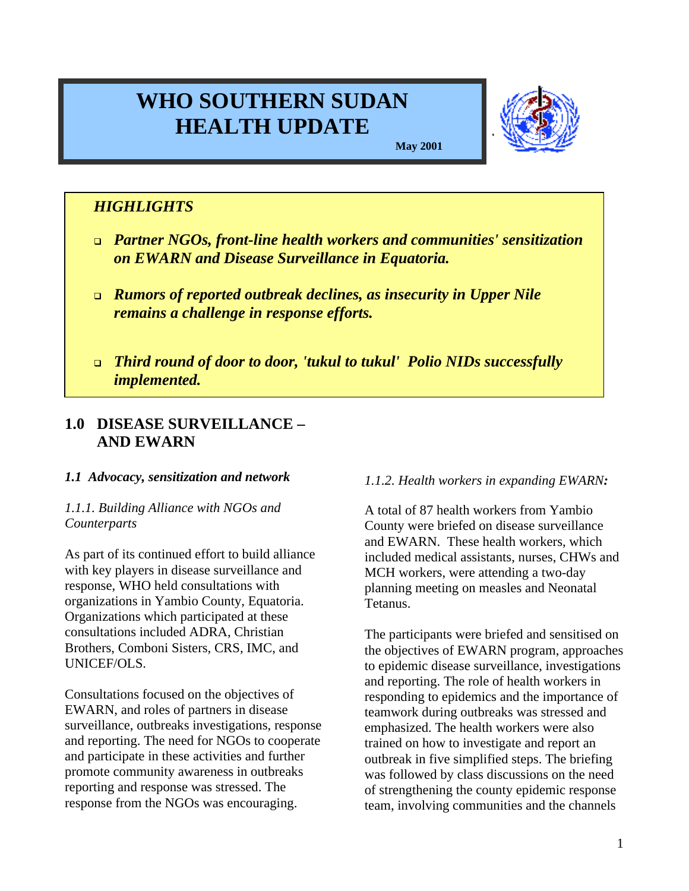# WHO SOUTHERN SUDAN HEALTH UPDATE

**May 2001**

> ***HIGHLIGHTS***
>
> - ***Partner NGOs, front-line health workers and communities' sensitization on EWARN and Disease Surveillance in Equatoria.***
> - ***Rumors of reported outbreak declines, as insecurity in Upper Nile remains a challenge in response efforts.***
> - ***Third round of door to door, 'tukul to tukul' Polio NIDs successfully implemented.***

## 1.0 DISEASE SURVEILLANCE – AND EWARN

### *1.1 Advocacy, sensitization and network*

#### *1.1.1. Building Alliance with NGOs and Counterparts*

As part of its continued effort to build alliance with key players in disease surveillance and response, WHO held consultations with organizations in Yambio County, Equatoria. Organizations which participated at these consultations included ADRA, Christian Brothers, Comboni Sisters, CRS, IMC, and UNICEF/OLS.

Consultations focused on the objectives of EWARN, and roles of partners in disease surveillance, outbreaks investigations, response and reporting. The need for NGOs to cooperate and participate in these activities and further promote community awareness in outbreaks reporting and response was stressed. The response from the NGOs was encouraging.

#### *1.1.2. Health workers in expanding EWARN:*

A total of 87 health workers from Yambio County were briefed on disease surveillance and EWARN. These health workers, which included medical assistants, nurses, CHWs and MCH workers, were attending a two-day planning meeting on measles and Neonatal Tetanus.

The participants were briefed and sensitised on the objectives of EWARN program, approaches to epidemic disease surveillance, investigations and reporting. The role of health workers in responding to epidemics and the importance of teamwork during outbreaks was stressed and emphasized. The health workers were also trained on how to investigate and report an outbreak in five simplified steps. The briefing was followed by class discussions on the need of strengthening the county epidemic response team, involving communities and the channels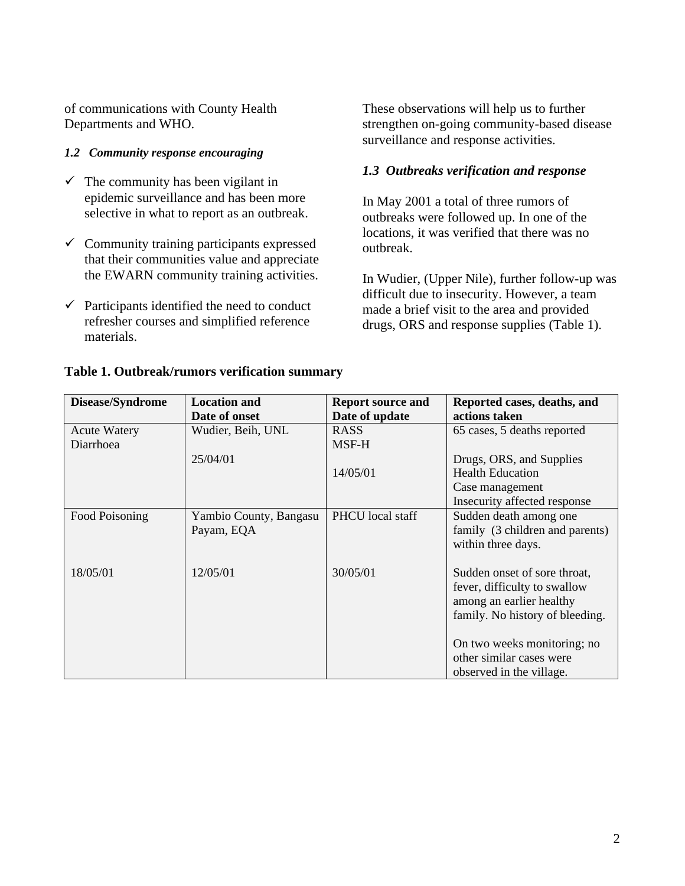of communications with County Health Departments and WHO.

### *1.2 Community response encouraging*

- ✓ The community has been vigilant in epidemic surveillance and has been more selective in what to report as an outbreak.
- ✓ Community training participants expressed that their communities value and appreciate the EWARN community training activities.
- ✓ Participants identified the need to conduct refresher courses and simplified reference materials.

These observations will help us to further strengthen on-going community-based disease surveillance and response activities.

### *1.3 Outbreaks verification and response*

In May 2001 a total of three rumors of outbreaks were followed up. In one of the locations, it was verified that there was no outbreak.

In Wudier, (Upper Nile), further follow-up was difficult due to insecurity. However, a team made a brief visit to the area and provided drugs, ORS and response supplies (Table 1).

**Table 1. Outbreak/rumors verification summary**

| Disease/Syndrome | Location and Date of onset | Report source and Date of update | Reported cases, deaths, and actions taken |
|---|---|---|---|
| Acute Watery Diarrhoea | Wudier, Beih, UNL<br><br>25/04/01 | RASS<br>MSF-H<br><br>14/05/01 | 65 cases, 5 deaths reported<br><br>Drugs, ORS, and Supplies<br>Health Education<br>Case management<br>Insecurity affected response |
| Food Poisoning<br><br>18/05/01 | Yambio County, Bangasu Payam, EQA<br><br>12/05/01 | PHCU local staff<br><br>30/05/01 | Sudden death among one family (3 children and parents) within three days.<br><br>Sudden onset of sore throat, fever, difficulty to swallow among an earlier healthy family. No history of bleeding.<br><br>On two weeks monitoring; no other similar cases were observed in the village. |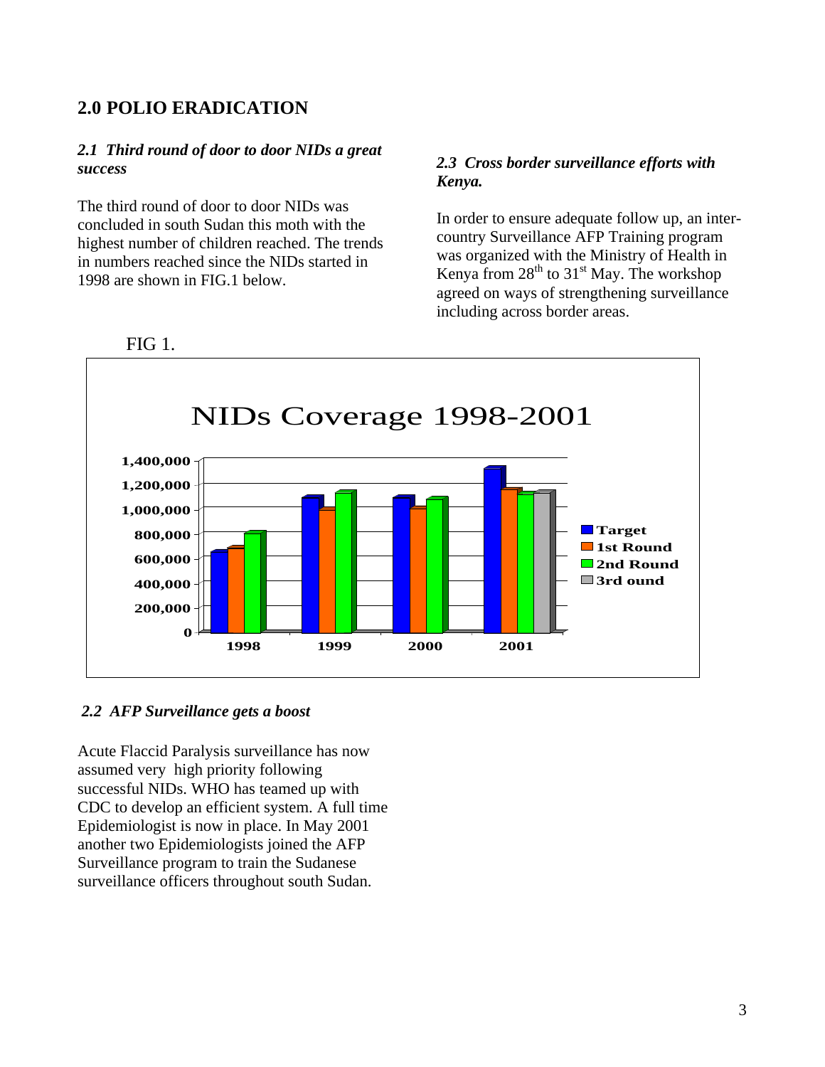## 2.0 POLIO ERADICATION

### *2.1 Third round of door to door NIDs a great success*

The third round of door to door NIDs was concluded in south Sudan this moth with the highest number of children reached. The trends in numbers reached since the NIDs started in 1998 are shown in FIG.1 below.

### *2.3 Cross border surveillance efforts with Kenya.*

In order to ensure adequate follow up, an inter-country Surveillance AFP Training program was organized with the Ministry of Health in Kenya from 28th to 31st May. The workshop agreed on ways of strengthening surveillance including across border areas.

FIG 1.

NIDs Coverage 1998-2001

1,400,000
1,200,000
1,000,000
800,000
600,000
400,000
200,000
0

1998
1999
2000
2001

Target
1st Round
2nd Round
3rd ound

### *2.2 AFP Surveillance gets a boost*

Acute Flaccid Paralysis surveillance has now assumed very high priority following successful NIDs. WHO has teamed up with CDC to develop an efficient system. A full time Epidemiologist is now in place. In May 2001 another two Epidemiologists joined the AFP Surveillance program to train the Sudanese surveillance officers throughout south Sudan.